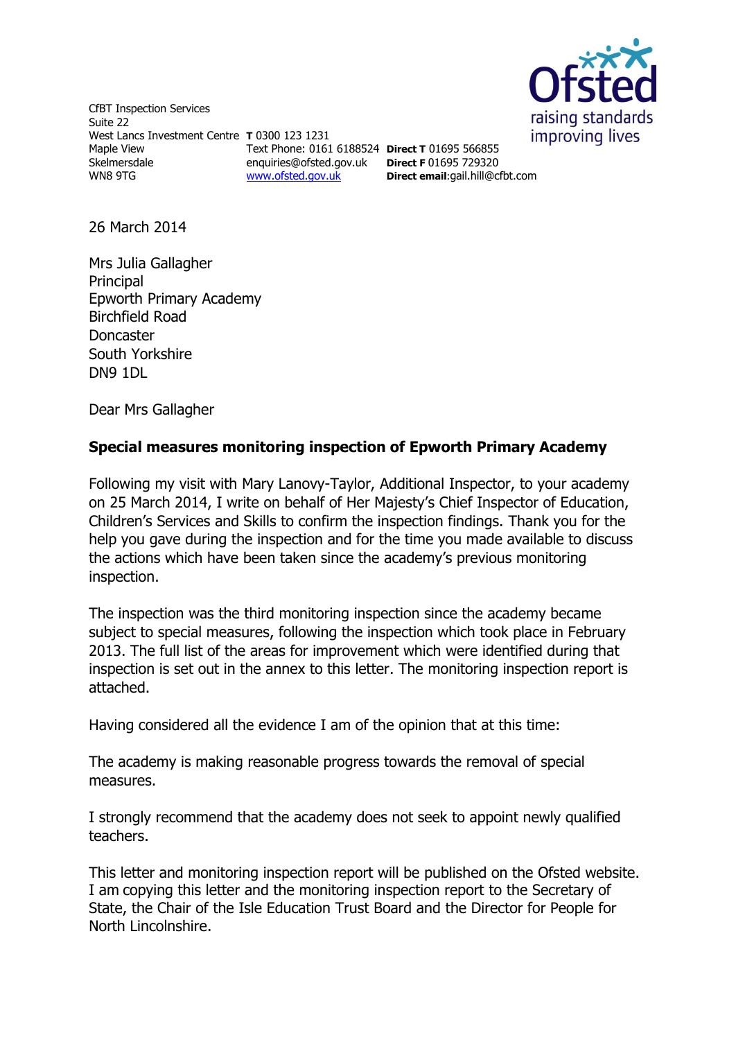CfBT Inspection Services
Suite 22
West Lancs Investment Centre
Maple View
Skelmersdale
WN8 9TG

**T** 0300 123 1231
Text Phone: 0161 6188524
enquiries@ofsted.gov.uk
www.ofsted.gov.uk

**Direct T** 01695 566855
**Direct F** 01695 729320
**Direct email**:gail.hill@cfbt.com

Ofsted
raising standards
improving lives

26 March 2014

Mrs Julia Gallagher
Principal
Epworth Primary Academy
Birchfield Road
Doncaster
South Yorkshire
DN9 1DL

Dear Mrs Gallagher

**Special measures monitoring inspection of Epworth Primary Academy**

Following my visit with Mary Lanovy-Taylor, Additional Inspector, to your academy on 25 March 2014, I write on behalf of Her Majesty's Chief Inspector of Education, Children's Services and Skills to confirm the inspection findings. Thank you for the help you gave during the inspection and for the time you made available to discuss the actions which have been taken since the academy's previous monitoring inspection.

The inspection was the third monitoring inspection since the academy became subject to special measures, following the inspection which took place in February 2013. The full list of the areas for improvement which were identified during that inspection is set out in the annex to this letter. The monitoring inspection report is attached.

Having considered all the evidence I am of the opinion that at this time:

The academy is making reasonable progress towards the removal of special measures.

I strongly recommend that the academy does not seek to appoint newly qualified teachers.

This letter and monitoring inspection report will be published on the Ofsted website. I am copying this letter and the monitoring inspection report to the Secretary of State, the Chair of the Isle Education Trust Board and the Director for People for North Lincolnshire.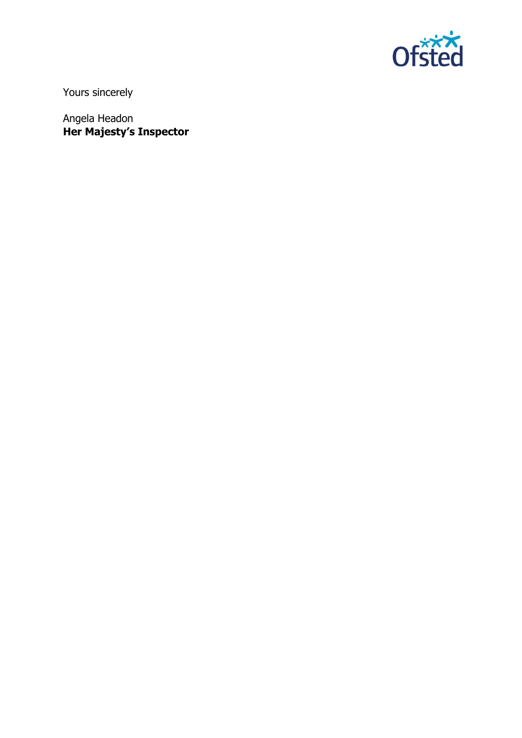Yours sincerely

Angela Headon
**Her Majesty's Inspector**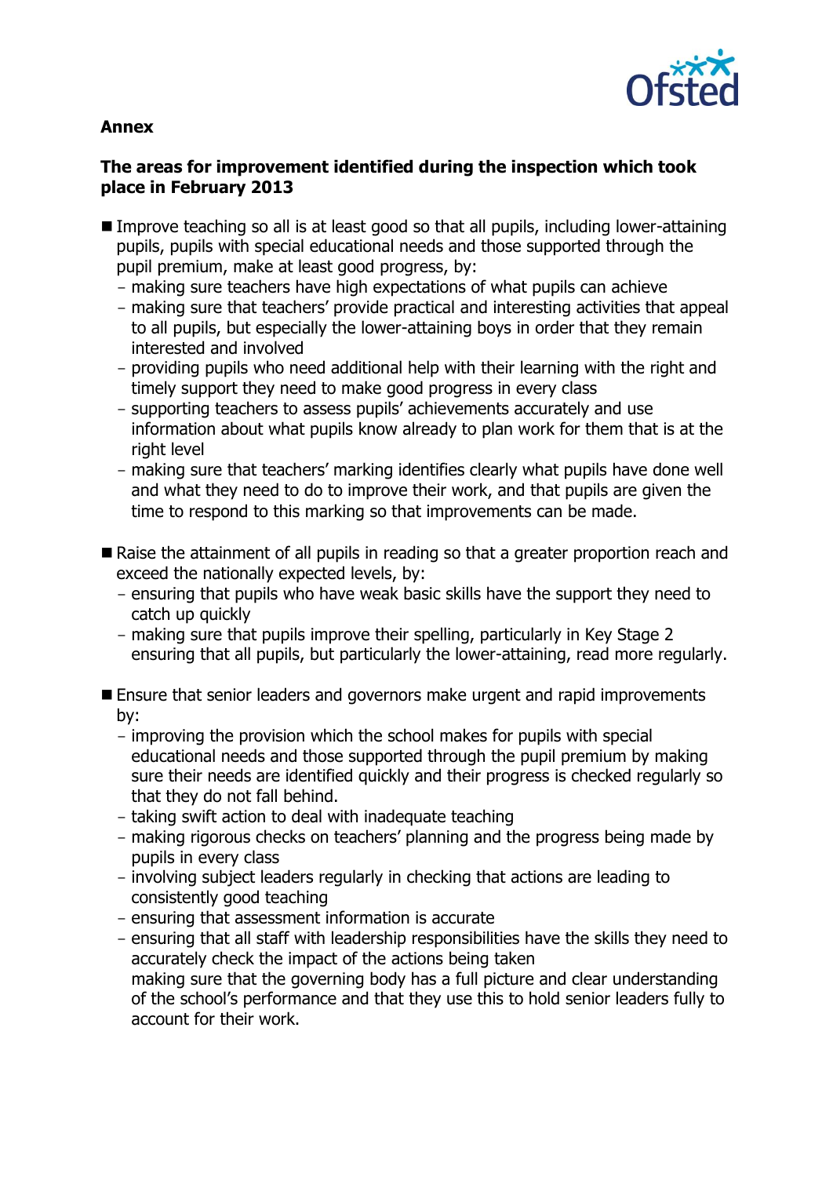## Annex

### The areas for improvement identified during the inspection which took place in February 2013

- Improve teaching so all is at least good so that all pupils, including lower-attaining pupils, pupils with special educational needs and those supported through the pupil premium, make at least good progress, by:
  - making sure teachers have high expectations of what pupils can achieve
  - making sure that teachers' provide practical and interesting activities that appeal to all pupils, but especially the lower-attaining boys in order that they remain interested and involved
  - providing pupils who need additional help with their learning with the right and timely support they need to make good progress in every class
  - supporting teachers to assess pupils' achievements accurately and use information about what pupils know already to plan work for them that is at the right level
  - making sure that teachers' marking identifies clearly what pupils have done well and what they need to do to improve their work, and that pupils are given the time to respond to this marking so that improvements can be made.

- Raise the attainment of all pupils in reading so that a greater proportion reach and exceed the nationally expected levels, by:
  - ensuring that pupils who have weak basic skills have the support they need to catch up quickly
  - making sure that pupils improve their spelling, particularly in Key Stage 2 ensuring that all pupils, but particularly the lower-attaining, read more regularly.

- Ensure that senior leaders and governors make urgent and rapid improvements by:
  - improving the provision which the school makes for pupils with special educational needs and those supported through the pupil premium by making sure their needs are identified quickly and their progress is checked regularly so that they do not fall behind.
  - taking swift action to deal with inadequate teaching
  - making rigorous checks on teachers' planning and the progress being made by pupils in every class
  - involving subject leaders regularly in checking that actions are leading to consistently good teaching
  - ensuring that assessment information is accurate
  - ensuring that all staff with leadership responsibilities have the skills they need to accurately check the impact of the actions being taken making sure that the governing body has a full picture and clear understanding of the school's performance and that they use this to hold senior leaders fully to account for their work.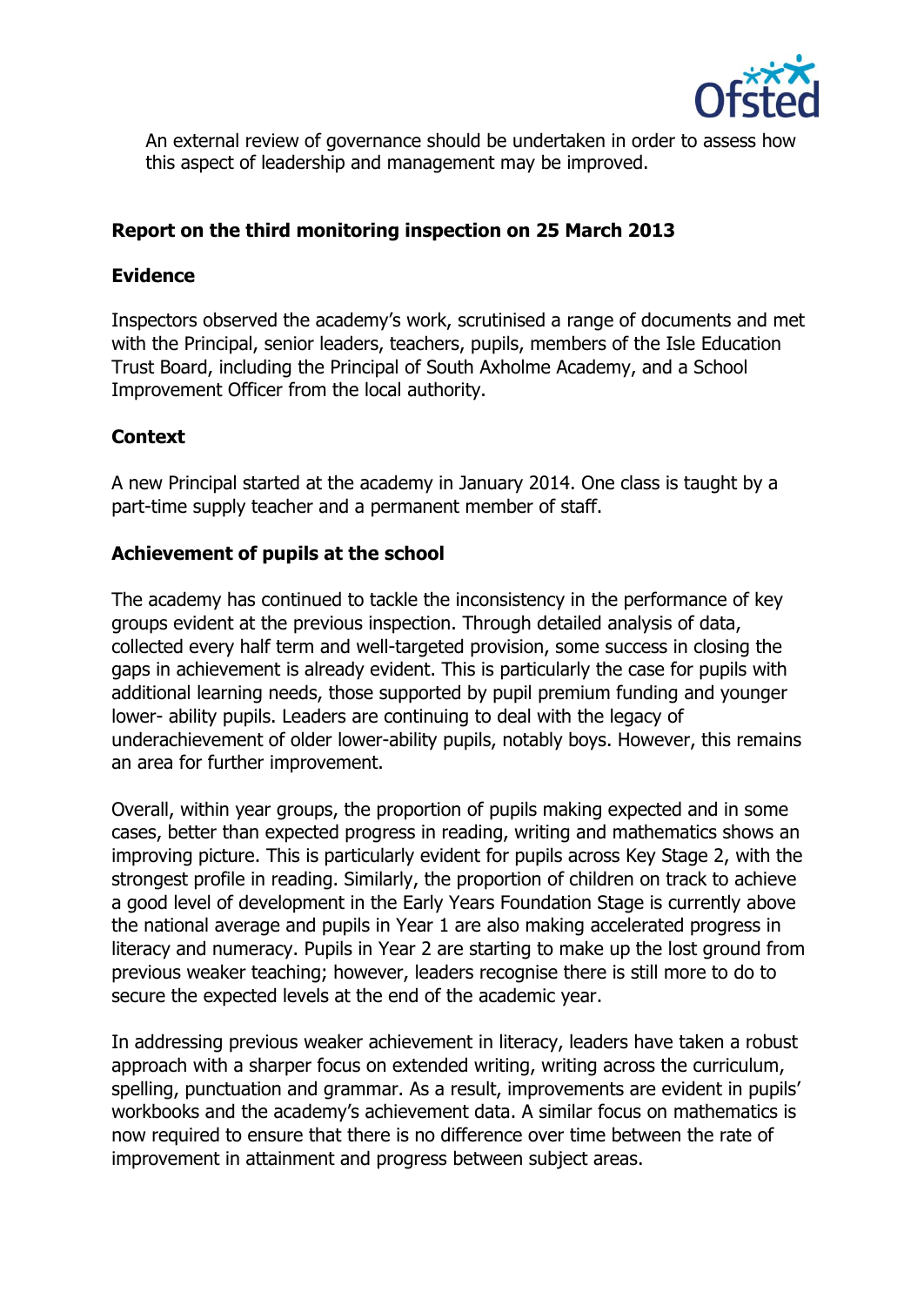An external review of governance should be undertaken in order to assess how this aspect of leadership and management may be improved.

## Report on the third monitoring inspection on 25 March 2013

### Evidence

Inspectors observed the academy's work, scrutinised a range of documents and met with the Principal, senior leaders, teachers, pupils, members of the Isle Education Trust Board, including the Principal of South Axholme Academy, and a School Improvement Officer from the local authority.

### Context

A new Principal started at the academy in January 2014. One class is taught by a part-time supply teacher and a permanent member of staff.

### Achievement of pupils at the school

The academy has continued to tackle the inconsistency in the performance of key groups evident at the previous inspection. Through detailed analysis of data, collected every half term and well-targeted provision, some success in closing the gaps in achievement is already evident. This is particularly the case for pupils with additional learning needs, those supported by pupil premium funding and younger lower- ability pupils. Leaders are continuing to deal with the legacy of underachievement of older lower-ability pupils, notably boys. However, this remains an area for further improvement.

Overall, within year groups, the proportion of pupils making expected and in some cases, better than expected progress in reading, writing and mathematics shows an improving picture. This is particularly evident for pupils across Key Stage 2, with the strongest profile in reading. Similarly, the proportion of children on track to achieve a good level of development in the Early Years Foundation Stage is currently above the national average and pupils in Year 1 are also making accelerated progress in literacy and numeracy. Pupils in Year 2 are starting to make up the lost ground from previous weaker teaching; however, leaders recognise there is still more to do to secure the expected levels at the end of the academic year.

In addressing previous weaker achievement in literacy, leaders have taken a robust approach with a sharper focus on extended writing, writing across the curriculum, spelling, punctuation and grammar. As a result, improvements are evident in pupils' workbooks and the academy's achievement data. A similar focus on mathematics is now required to ensure that there is no difference over time between the rate of improvement in attainment and progress between subject areas.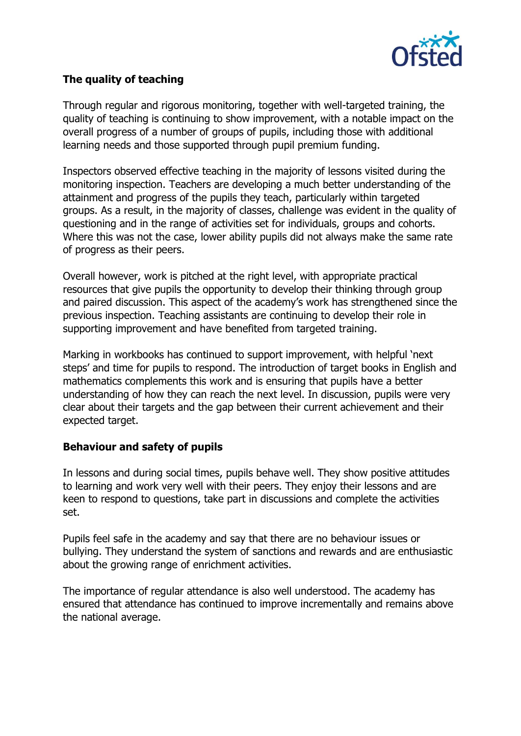### The quality of teaching

Through regular and rigorous monitoring, together with well-targeted training, the quality of teaching is continuing to show improvement, with a notable impact on the overall progress of a number of groups of pupils, including those with additional learning needs and those supported through pupil premium funding.

Inspectors observed effective teaching in the majority of lessons visited during the monitoring inspection. Teachers are developing a much better understanding of the attainment and progress of the pupils they teach, particularly within targeted groups. As a result, in the majority of classes, challenge was evident in the quality of questioning and in the range of activities set for individuals, groups and cohorts. Where this was not the case, lower ability pupils did not always make the same rate of progress as their peers.

Overall however, work is pitched at the right level, with appropriate practical resources that give pupils the opportunity to develop their thinking through group and paired discussion. This aspect of the academy's work has strengthened since the previous inspection. Teaching assistants are continuing to develop their role in supporting improvement and have benefited from targeted training.

Marking in workbooks has continued to support improvement, with helpful 'next steps' and time for pupils to respond. The introduction of target books in English and mathematics complements this work and is ensuring that pupils have a better understanding of how they can reach the next level. In discussion, pupils were very clear about their targets and the gap between their current achievement and their expected target.

### Behaviour and safety of pupils

In lessons and during social times, pupils behave well. They show positive attitudes to learning and work very well with their peers. They enjoy their lessons and are keen to respond to questions, take part in discussions and complete the activities set.

Pupils feel safe in the academy and say that there are no behaviour issues or bullying. They understand the system of sanctions and rewards and are enthusiastic about the growing range of enrichment activities.

The importance of regular attendance is also well understood. The academy has ensured that attendance has continued to improve incrementally and remains above the national average.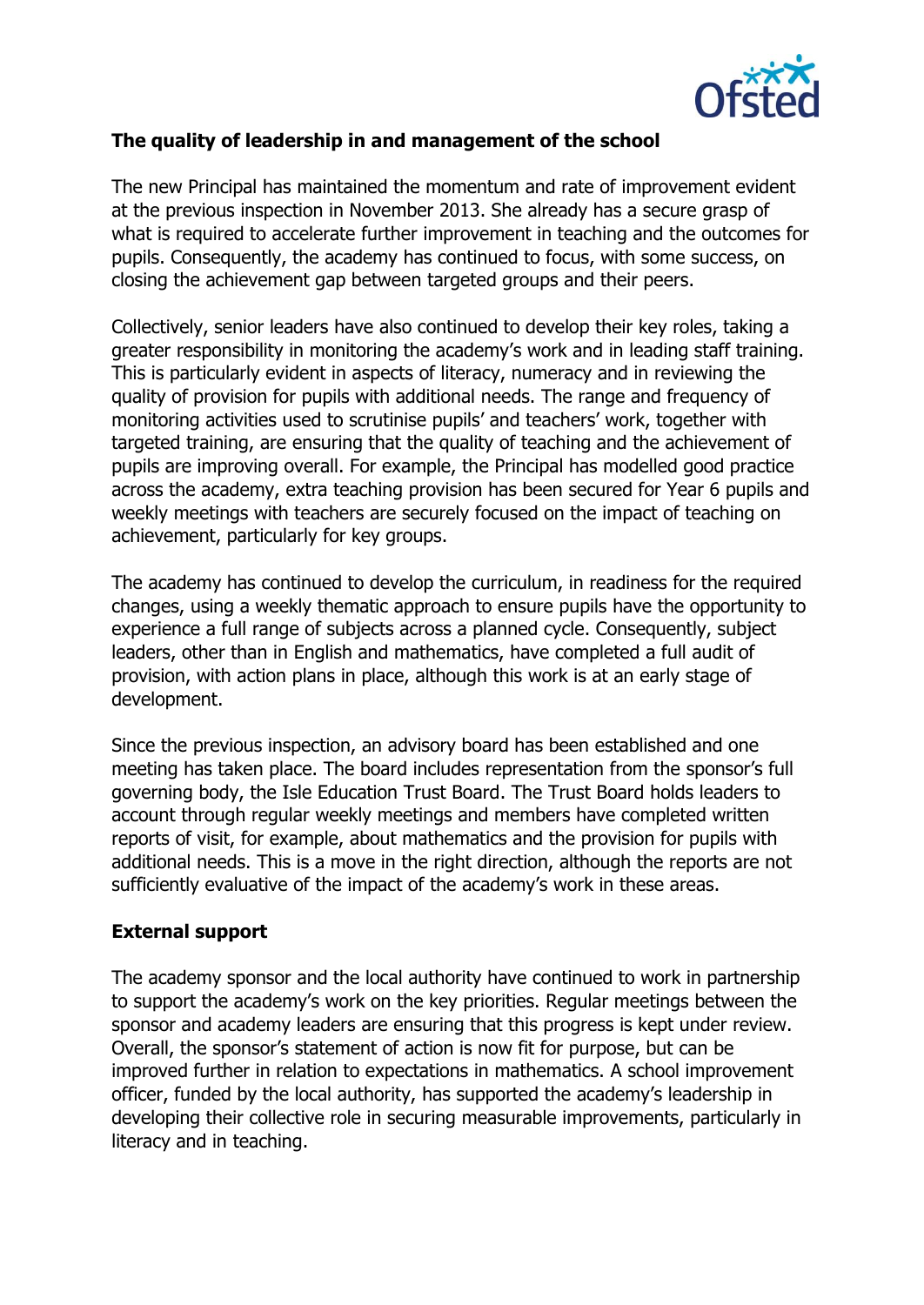## The quality of leadership in and management of the school

The new Principal has maintained the momentum and rate of improvement evident at the previous inspection in November 2013. She already has a secure grasp of what is required to accelerate further improvement in teaching and the outcomes for pupils. Consequently, the academy has continued to focus, with some success, on closing the achievement gap between targeted groups and their peers.

Collectively, senior leaders have also continued to develop their key roles, taking a greater responsibility in monitoring the academy's work and in leading staff training. This is particularly evident in aspects of literacy, numeracy and in reviewing the quality of provision for pupils with additional needs. The range and frequency of monitoring activities used to scrutinise pupils' and teachers' work, together with targeted training, are ensuring that the quality of teaching and the achievement of pupils are improving overall. For example, the Principal has modelled good practice across the academy, extra teaching provision has been secured for Year 6 pupils and weekly meetings with teachers are securely focused on the impact of teaching on achievement, particularly for key groups.

The academy has continued to develop the curriculum, in readiness for the required changes, using a weekly thematic approach to ensure pupils have the opportunity to experience a full range of subjects across a planned cycle. Consequently, subject leaders, other than in English and mathematics, have completed a full audit of provision, with action plans in place, although this work is at an early stage of development.

Since the previous inspection, an advisory board has been established and one meeting has taken place. The board includes representation from the sponsor's full governing body, the Isle Education Trust Board. The Trust Board holds leaders to account through regular weekly meetings and members have completed written reports of visit, for example, about mathematics and the provision for pupils with additional needs. This is a move in the right direction, although the reports are not sufficiently evaluative of the impact of the academy's work in these areas.

## External support

The academy sponsor and the local authority have continued to work in partnership to support the academy's work on the key priorities. Regular meetings between the sponsor and academy leaders are ensuring that this progress is kept under review. Overall, the sponsor's statement of action is now fit for purpose, but can be improved further in relation to expectations in mathematics. A school improvement officer, funded by the local authority, has supported the academy's leadership in developing their collective role in securing measurable improvements, particularly in literacy and in teaching.